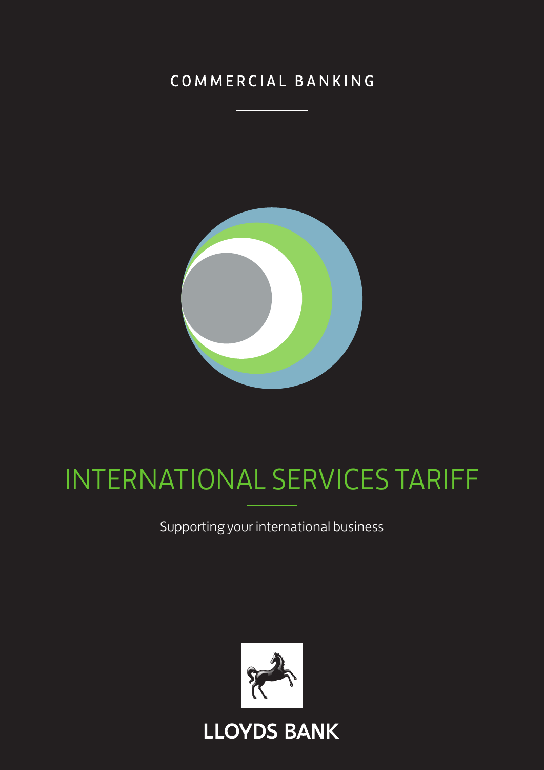COMMERCIAL BANKING

# INTERNATIONAL SERVICES TARIFF

Supporting your international business

LLOYDS BANK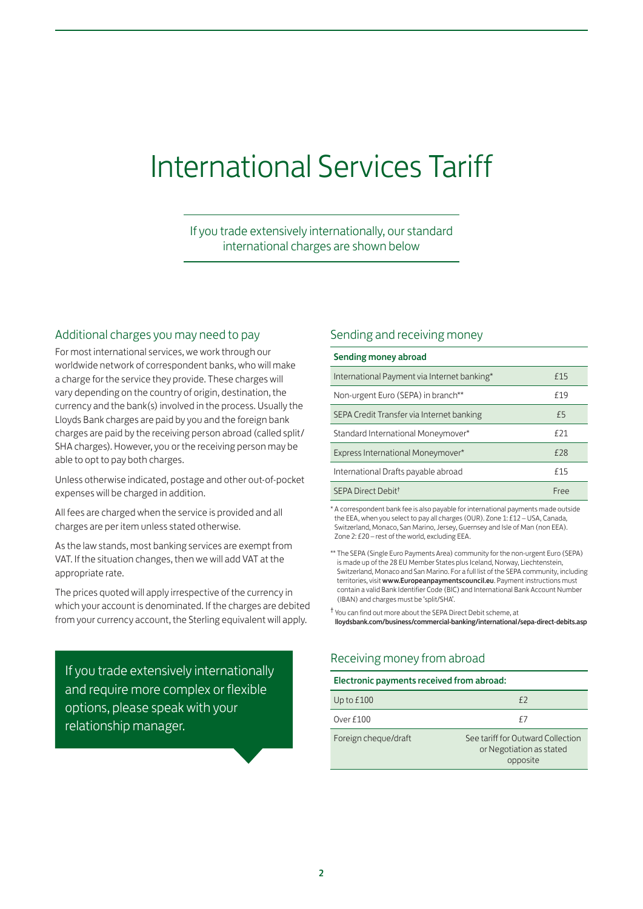# International Services Tariff

If you trade extensively internationally, our standard international charges are shown below

## Additional charges you may need to pay

For most international services, we work through our worldwide network of correspondent banks, who will make a charge for the service they provide. These charges will vary depending on the country of origin, destination, the currency and the bank(s) involved in the process. Usually the Lloyds Bank charges are paid by you and the foreign bank charges are paid by the receiving person abroad (called split/SHA charges). However, you or the receiving person may be able to opt to pay both charges.

Unless otherwise indicated, postage and other out-of-pocket expenses will be charged in addition.

All fees are charged when the service is provided and all charges are per item unless stated otherwise.

As the law stands, most banking services are exempt from VAT. If the situation changes, then we will add VAT at the appropriate rate.

The prices quoted will apply irrespective of the currency in which your account is denominated. If the charges are debited from your currency account, the Sterling equivalent will apply.

If you trade extensively internationally and require more complex or flexible options, please speak with your relationship manager.

## Sending and receiving money

| **Sending money abroad** | |
|---|---|
| International Payment via Internet banking* | £15 |
| Non-urgent Euro (SEPA) in branch** | £19 |
| SEPA Credit Transfer via Internet banking | £5 |
| Standard International Moneymover* | £21 |
| Express International Moneymover* | £28 |
| International Drafts payable abroad | £15 |
| SEPA Direct Debit† | Free |

* A correspondent bank fee is also payable for international payments made outside the EEA, when you select to pay all charges (OUR). Zone 1: £12 – USA, Canada, Switzerland, Monaco, San Marino, Jersey, Guernsey and Isle of Man (non EEA). Zone 2: £20 – rest of the world, excluding EEA.

** The SEPA (Single Euro Payments Area) community for the non-urgent Euro (SEPA) is made up of the 28 EU Member States plus Iceland, Norway, Liechtenstein, Switzerland, Monaco and San Marino. For a full list of the SEPA community, including territories, visit **www.Europeanpaymentscouncil.eu**. Payment instructions must contain a valid Bank Identifier Code (BIC) and International Bank Account Number (IBAN) and charges must be 'split/SHA'.

† You can find out more about the SEPA Direct Debit scheme, at **lloydsbank.com/business/commercial-banking/international/sepa-direct-debits.asp**

## Receiving money from abroad

| **Electronic payments received from abroad:** | |
|---|---|
| Up to £100 | £2 |
| Over £100 | £7 |
| Foreign cheque/draft | See tariff for Outward Collection or Negotiation as stated opposite |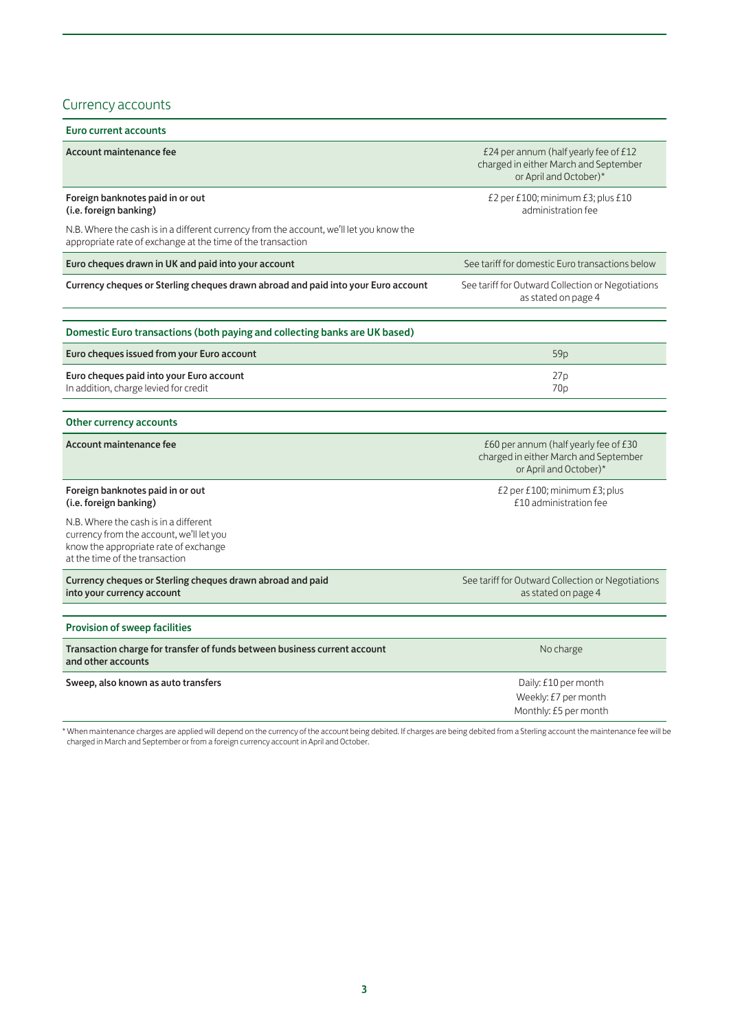## Currency accounts

| Euro current accounts | |
|---|---|
| **Account maintenance fee** | £24 per annum (half yearly fee of £12 charged in either March and September or April and October)* |
| **Foreign banknotes paid in or out (i.e. foreign banking)** | £2 per £100; minimum £3; plus £10 administration fee |
| N.B. Where the cash is in a different currency from the account, we'll let you know the appropriate rate of exchange at the time of the transaction | |
| **Euro cheques drawn in UK and paid into your account** | See tariff for domestic Euro transactions below |
| **Currency cheques or Sterling cheques drawn abroad and paid into your Euro account** | See tariff for Outward Collection or Negotiations as stated on page 4 |

| Domestic Euro transactions (both paying and collecting banks are UK based) | |
|---|---|
| **Euro cheques issued from your Euro account** | 59p |
| **Euro cheques paid into your Euro account**<br>In addition, charge levied for credit | 27p<br>70p |

| Other currency accounts | |
|---|---|
| **Account maintenance fee** | £60 per annum (half yearly fee of £30 charged in either March and September or April and October)* |
| **Foreign banknotes paid in or out (i.e. foreign banking)** | £2 per £100; minimum £3; plus £10 administration fee |
| N.B. Where the cash is in a different currency from the account, we'll let you know the appropriate rate of exchange at the time of the transaction | |
| **Currency cheques or Sterling cheques drawn abroad and paid into your currency account** | See tariff for Outward Collection or Negotiations as stated on page 4 |

| Provision of sweep facilities | |
|---|---|
| **Transaction charge for transfer of funds between business current account and other accounts** | No charge |
| **Sweep, also known as auto transfers** | Daily: £10 per month<br>Weekly: £7 per month<br>Monthly: £5 per month |

* When maintenance charges are applied will depend on the currency of the account being debited. If charges are being debited from a Sterling account the maintenance fee will be charged in March and September or from a foreign currency account in April and October.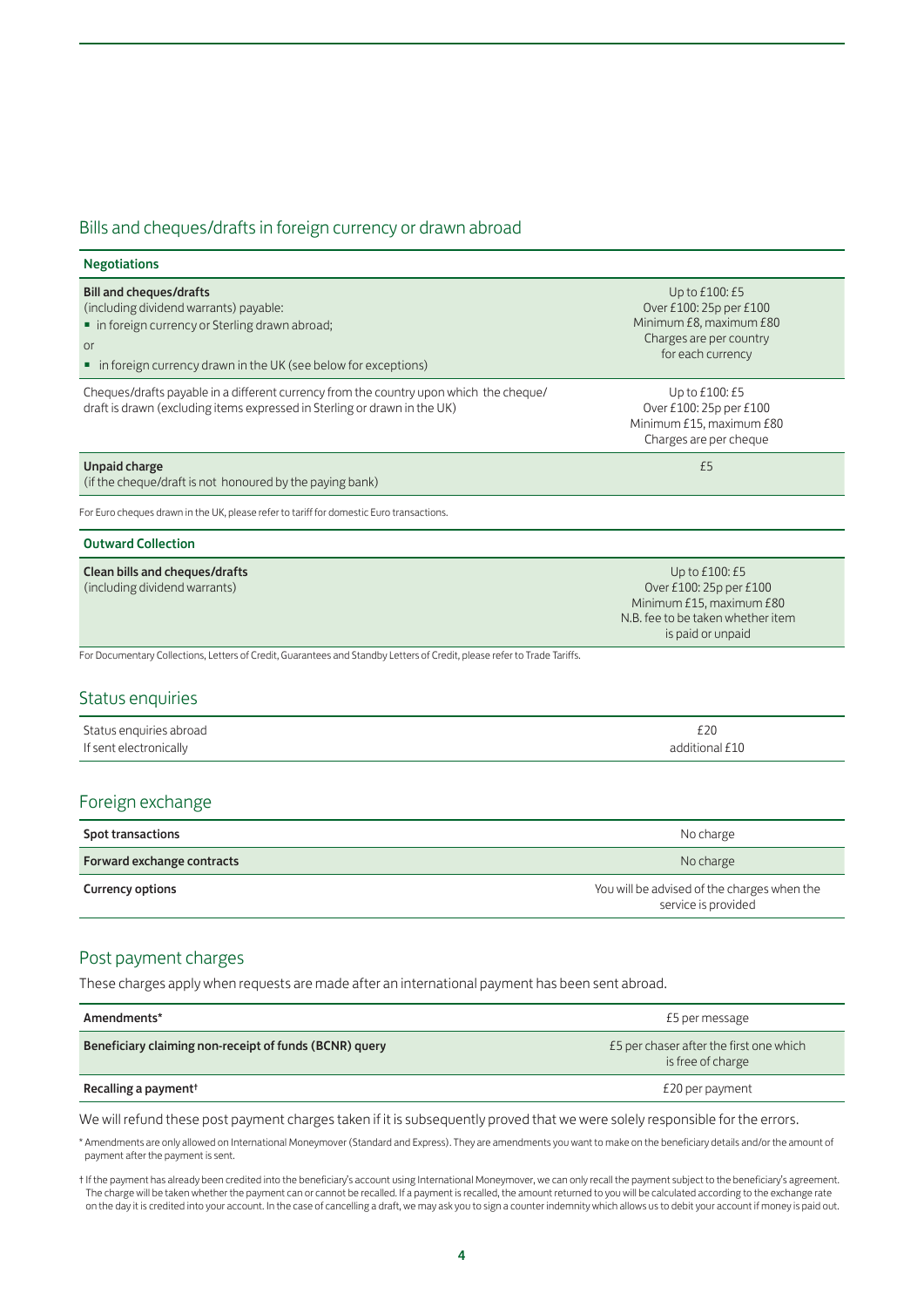## Bills and cheques/drafts in foreign currency or drawn abroad

| Negotiations | |
|---|---|
| **Bill and cheques/drafts** (including dividend warrants) payable:<br>▪ in foreign currency or Sterling drawn abroad;<br>or<br>▪ in foreign currency drawn in the UK (see below for exceptions) | Up to £100: £5<br>Over £100: 25p per £100<br>Minimum £8, maximum £80<br>Charges are per country for each currency |
| Cheques/drafts payable in a different currency from the country upon which the cheque/draft is drawn (excluding items expressed in Sterling or drawn in the UK) | Up to £100: £5<br>Over £100: 25p per £100<br>Minimum £15, maximum £80<br>Charges are per cheque |
| **Unpaid charge**<br>(if the cheque/draft is not honoured by the paying bank) | £5 |

For Euro cheques drawn in the UK, please refer to tariff for domestic Euro transactions.

| Outward Collection | |
|---|---|
| **Clean bills and cheques/drafts**<br>(including dividend warrants) | Up to £100: £5<br>Over £100: 25p per £100<br>Minimum £15, maximum £80<br>N.B. fee to be taken whether item is paid or unpaid |

For Documentary Collections, Letters of Credit, Guarantees and Standby Letters of Credit, please refer to Trade Tariffs.

## Status enquiries

| | |
|---|---|
| Status enquiries abroad<br>If sent electronically | £20<br>additional £10 |

## Foreign exchange

| | |
|---|---|
| **Spot transactions** | No charge |
| **Forward exchange contracts** | No charge |
| **Currency options** | You will be advised of the charges when the service is provided |

## Post payment charges

These charges apply when requests are made after an international payment has been sent abroad.

| | |
|---|---|
| **Amendments*** | £5 per message |
| **Beneficiary claiming non-receipt of funds (BCNR) query** | £5 per chaser after the first one which is free of charge |
| **Recalling a payment†** | £20 per payment |

We will refund these post payment charges taken if it is subsequently proved that we were solely responsible for the errors.

\* Amendments are only allowed on International Moneymover (Standard and Express). They are amendments you want to make on the beneficiary details and/or the amount of payment after the payment is sent.

† If the payment has already been credited into the beneficiary's account using International Moneymover, we can only recall the payment subject to the beneficiary's agreement. The charge will be taken whether the payment can or cannot be recalled. If a payment is recalled, the amount returned to you will be calculated according to the exchange rate on the day it is credited into your account. In the case of cancelling a draft, we may ask you to sign a counter indemnity which allows us to debit your account if money is paid out.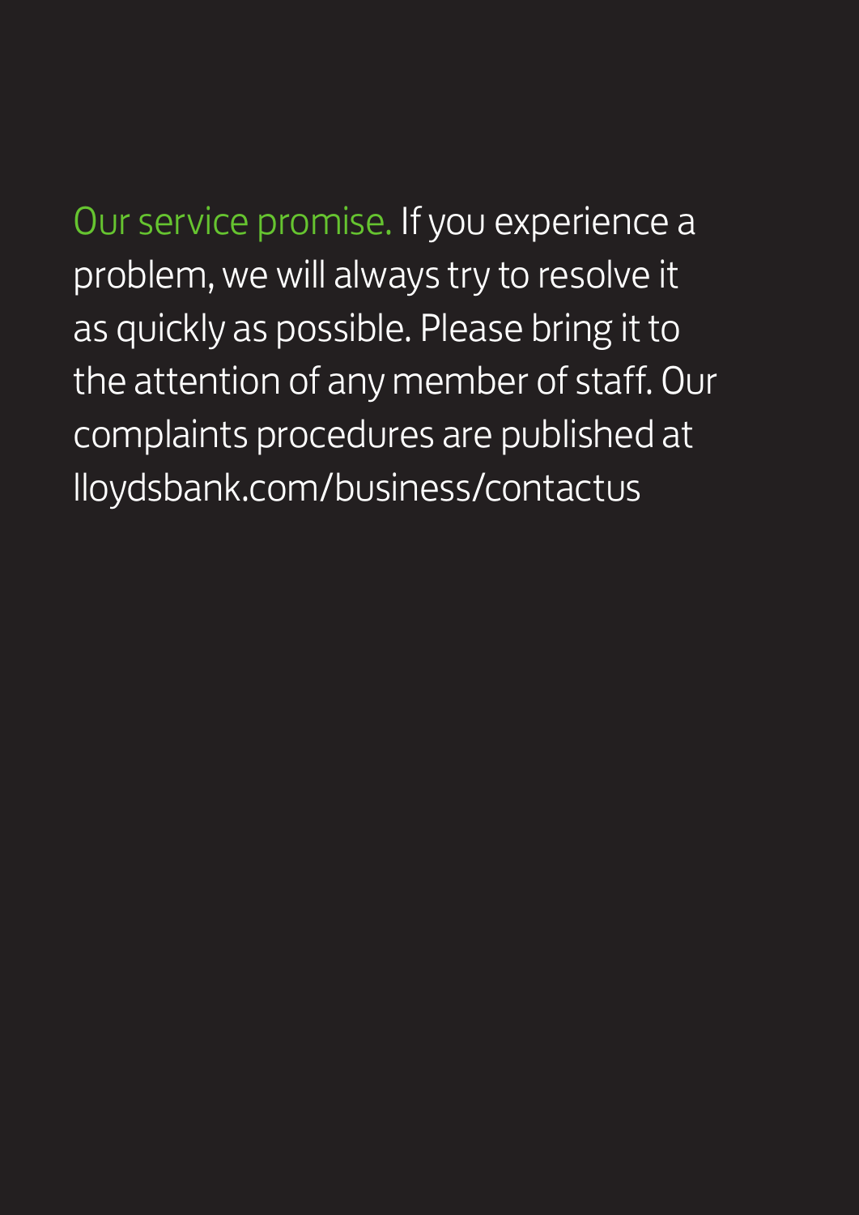**Our service promise.** If you experience a problem, we will always try to resolve it as quickly as possible. Please bring it to the attention of any member of staff. Our complaints procedures are published at lloydsbank.com/business/contactus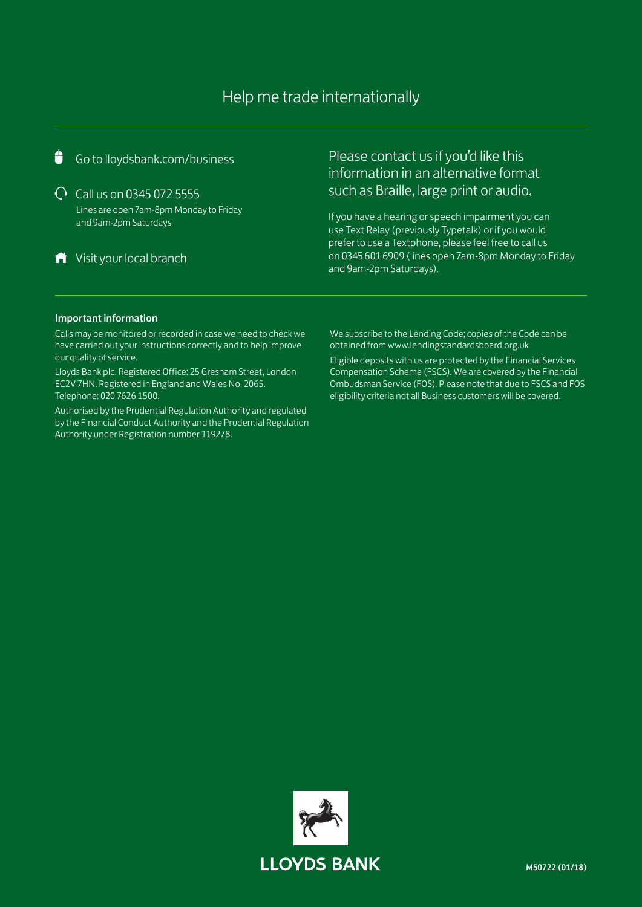# Help me trade internationally

Go to lloydsbank.com/business

Call us on 0345 072 5555
Lines are open 7am-8pm Monday to Friday and 9am-2pm Saturdays

Visit your local branch

Please contact us if you'd like this information in an alternative format such as Braille, large print or audio.

If you have a hearing or speech impairment you can use Text Relay (previously Typetalk) or if you would prefer to use a Textphone, please feel free to call us on 0345 601 6909 (lines open 7am-8pm Monday to Friday and 9am-2pm Saturdays).

**Important information**

Calls may be monitored or recorded in case we need to check we have carried out your instructions correctly and to help improve our quality of service.

Lloyds Bank plc. Registered Office: 25 Gresham Street, London EC2V 7HN. Registered in England and Wales No. 2065. Telephone: 020 7626 1500.

Authorised by the Prudential Regulation Authority and regulated by the Financial Conduct Authority and the Prudential Regulation Authority under Registration number 119278.

We subscribe to the Lending Code; copies of the Code can be obtained from www.lendingstandardsboard.org.uk

Eligible deposits with us are protected by the Financial Services Compensation Scheme (FSCS). We are covered by the Financial Ombudsman Service (FOS). Please note that due to FSCS and FOS eligibility criteria not all Business customers will be covered.

LLOYDS BANK

M50722 (01/18)